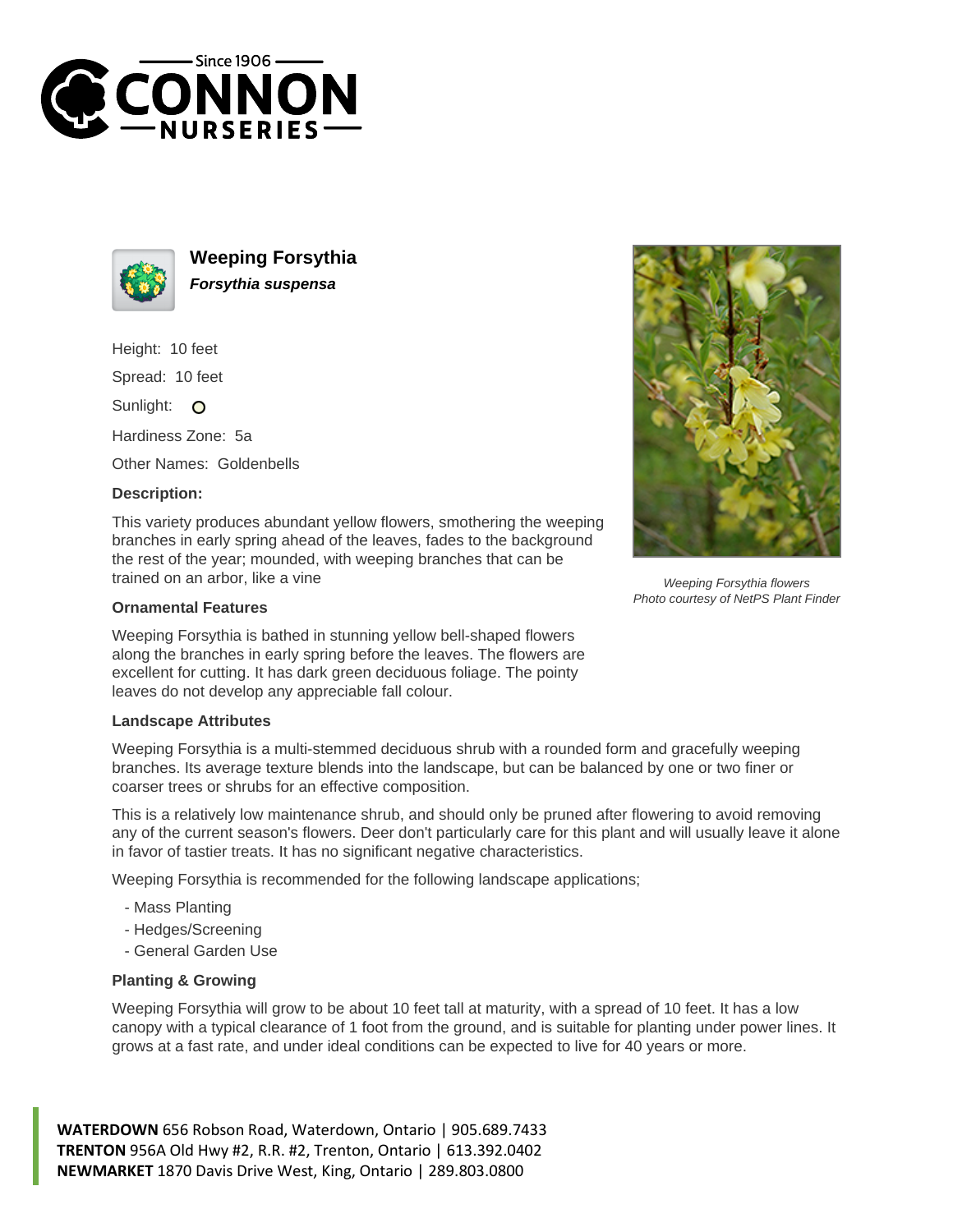# Weeping Forsythia

***Forsythia suspensa***

Height: 10 feet

Spread: 10 feet

Sunlight: O

Hardiness Zone: 5a

Other Names: Goldenbells

**Description:**

This variety produces abundant yellow flowers, smothering the weeping branches in early spring ahead of the leaves, fades to the background the rest of the year; mounded, with weeping branches that can be trained on an arbor, like a vine

*Weeping Forsythia flowers*
*Photo courtesy of NetPS Plant Finder*

### Ornamental Features

Weeping Forsythia is bathed in stunning yellow bell-shaped flowers along the branches in early spring before the leaves. The flowers are excellent for cutting. It has dark green deciduous foliage. The pointy leaves do not develop any appreciable fall colour.

### Landscape Attributes

Weeping Forsythia is a multi-stemmed deciduous shrub with a rounded form and gracefully weeping branches. Its average texture blends into the landscape, but can be balanced by one or two finer or coarser trees or shrubs for an effective composition.

This is a relatively low maintenance shrub, and should only be pruned after flowering to avoid removing any of the current season's flowers. Deer don't particularly care for this plant and will usually leave it alone in favor of tastier treats. It has no significant negative characteristics.

Weeping Forsythia is recommended for the following landscape applications;

- Mass Planting
- Hedges/Screening
- General Garden Use

### Planting & Growing

Weeping Forsythia will grow to be about 10 feet tall at maturity, with a spread of 10 feet. It has a low canopy with a typical clearance of 1 foot from the ground, and is suitable for planting under power lines. It grows at a fast rate, and under ideal conditions can be expected to live for 40 years or more.

**WATERDOWN** 656 Robson Road, Waterdown, Ontario | 905.689.7433
**TRENTON** 956A Old Hwy #2, R.R. #2, Trenton, Ontario | 613.392.0402
**NEWMARKET** 1870 Davis Drive West, King, Ontario | 289.803.0800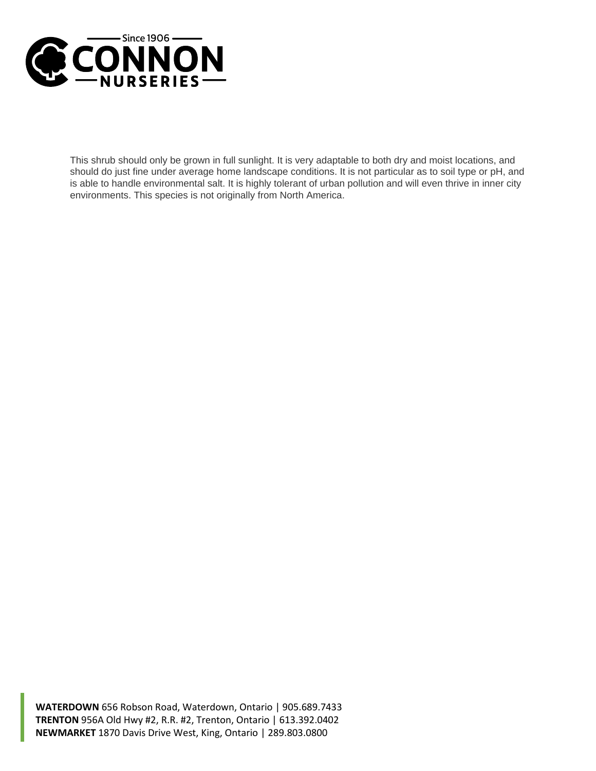This shrub should only be grown in full sunlight. It is very adaptable to both dry and moist locations, and should do just fine under average home landscape conditions. It is not particular as to soil type or pH, and is able to handle environmental salt. It is highly tolerant of urban pollution and will even thrive in inner city environments. This species is not originally from North America.